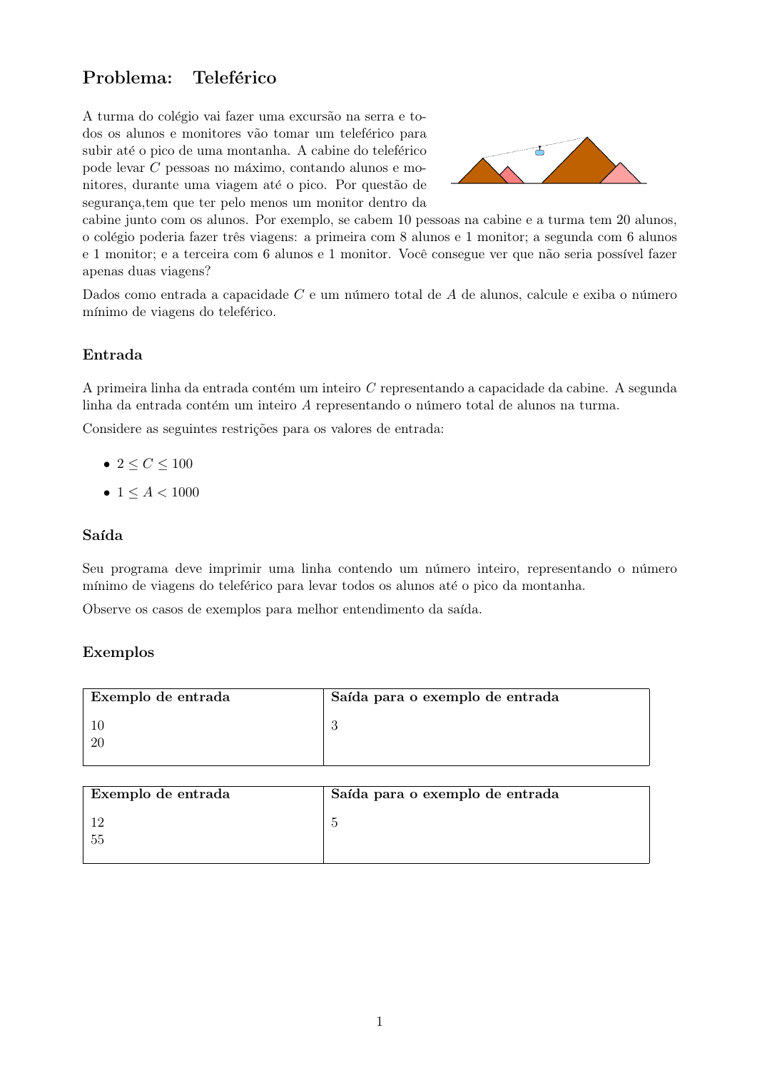## Problema: Teleférico

A turma do colégio vai fazer uma excursão na serra e todos os alunos e monitores vão tomar um teleférico para subir até o pico de uma montanha. A cabine do teleférico pode levar $C$ pessoas no máximo, contando alunos e monitores, durante uma viagem até o pico. Por questão de segurança,tem que ter pelo menos um monitor dentro da cabine junto com os alunos. Por exemplo, se cabem 10 pessoas na cabine e a turma tem 20 alunos, o colégio poderia fazer três viagens: a primeira com 8 alunos e 1 monitor; a segunda com 6 alunos e 1 monitor; e a terceira com 6 alunos e 1 monitor. Você consegue ver que não seria possível fazer apenas duas viagens?

Dados como entrada a capacidade $C$ e um número total de $A$ de alunos, calcule e exiba o número mínimo de viagens do teleférico.

### Entrada

A primeira linha da entrada contém um inteiro $C$ representando a capacidade da cabine. A segunda linha da entrada contém um inteiro $A$ representando o número total de alunos na turma.

Considere as seguintes restrições para os valores de entrada:

- $2 \leq C \leq 100$
- $1 \leq A < 1000$

### Saída

Seu programa deve imprimir uma linha contendo um número inteiro, representando o número mínimo de viagens do teleférico para levar todos os alunos até o pico da montanha.

Observe os casos de exemplos para melhor entendimento da saída.

### Exemplos

| Exemplo de entrada | Saída para o exemplo de entrada |
|---|---|
| 10<br>20 | 3 |

| Exemplo de entrada | Saída para o exemplo de entrada |
|---|---|
| 12<br>55 | 5 |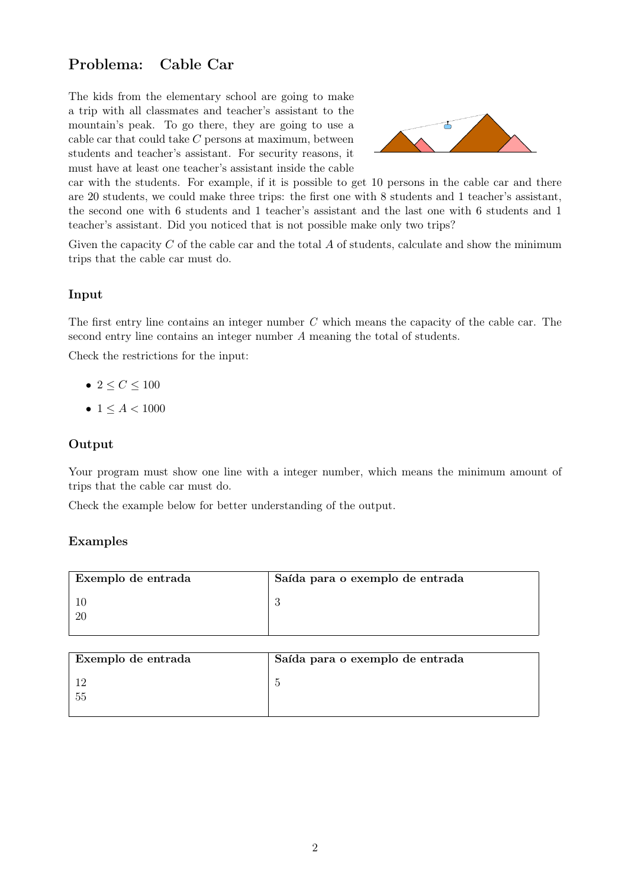## Problema: Cable Car

The kids from the elementary school are going to make a trip with all classmates and teacher's assistant to the mountain's peak. To go there, they are going to use a cable car that could take $C$ persons at maximum, between students and teacher's assistant. For security reasons, it must have at least one teacher's assistant inside the cable car with the students. For example, if it is possible to get 10 persons in the cable car and there are 20 students, we could make three trips: the first one with 8 students and 1 teacher's assistant, the second one with 6 students and 1 teacher's assistant and the last one with 6 students and 1 teacher's assistant. Did you noticed that is not possible make only two trips?

Given the capacity $C$ of the cable car and the total $A$ of students, calculate and show the minimum trips that the cable car must do.

### Input

The first entry line contains an integer number $C$ which means the capacity of the cable car. The second entry line contains an integer number $A$ meaning the total of students.

Check the restrictions for the input:

- $2 \leq C \leq 100$
- $1 \leq A < 1000$

### Output

Your program must show one line with a integer number, which means the minimum amount of trips that the cable car must do.

Check the example below for better understanding of the output.

### Examples

| Exemplo de entrada | Saída para o exemplo de entrada |
|---|---|
| 10<br>20 | 3 |

| Exemplo de entrada | Saída para o exemplo de entrada |
|---|---|
| 12<br>55 | 5 |